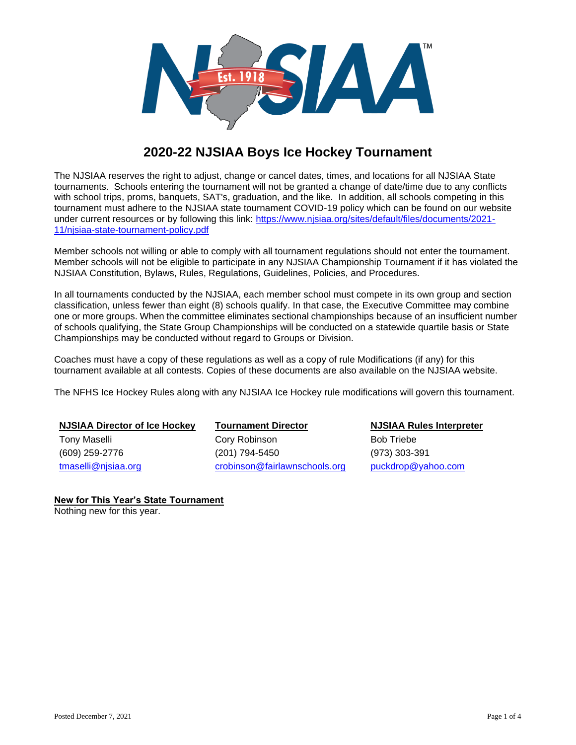# 2020-22 NJSIAA Boys Ice Hockey Tournament

The NJSIAA reserves the right to adjust, change or cancel dates, times, and locations for all NJSIAA State tournaments. Schools entering the tournament will not be granted a change of date/time due to any conflicts with school trips, proms, banquets, SAT's, graduation, and the like. In addition, all schools competing in this tournament must adhere to the NJSIAA state tournament COVID-19 policy which can be found on our website under current resources or by following this link: https://www.njsiaa.org/sites/default/files/documents/2021-11/njsiaa-state-tournament-policy.pdf

Member schools not willing or able to comply with all tournament regulations should not enter the tournament. Member schools will not be eligible to participate in any NJSIAA Championship Tournament if it has violated the NJSIAA Constitution, Bylaws, Rules, Regulations, Guidelines, Policies, and Procedures.

In all tournaments conducted by the NJSIAA, each member school must compete in its own group and section classification, unless fewer than eight (8) schools qualify. In that case, the Executive Committee may combine one or more groups. When the committee eliminates sectional championships because of an insufficient number of schools qualifying, the State Group Championships will be conducted on a statewide quartile basis or State Championships may be conducted without regard to Groups or Division.

Coaches must have a copy of these regulations as well as a copy of rule Modifications (if any) for this tournament available at all contests. Copies of these documents are also available on the NJSIAA website.

The NFHS Ice Hockey Rules along with any NJSIAA Ice Hockey rule modifications will govern this tournament.

| NJSIAA Director of Ice Hockey | Tournament Director | NJSIAA Rules Interpreter |
|---|---|---|
| Tony Maselli | Cory Robinson | Bob Triebe |
| (609) 259-2776 | (201) 794-5450 | (973) 303-391 |
| tmaselli@njsiaa.org | crobinson@fairlawnschools.org | puckdrop@yahoo.com |

**New for This Year's State Tournament**

Nothing new for this year.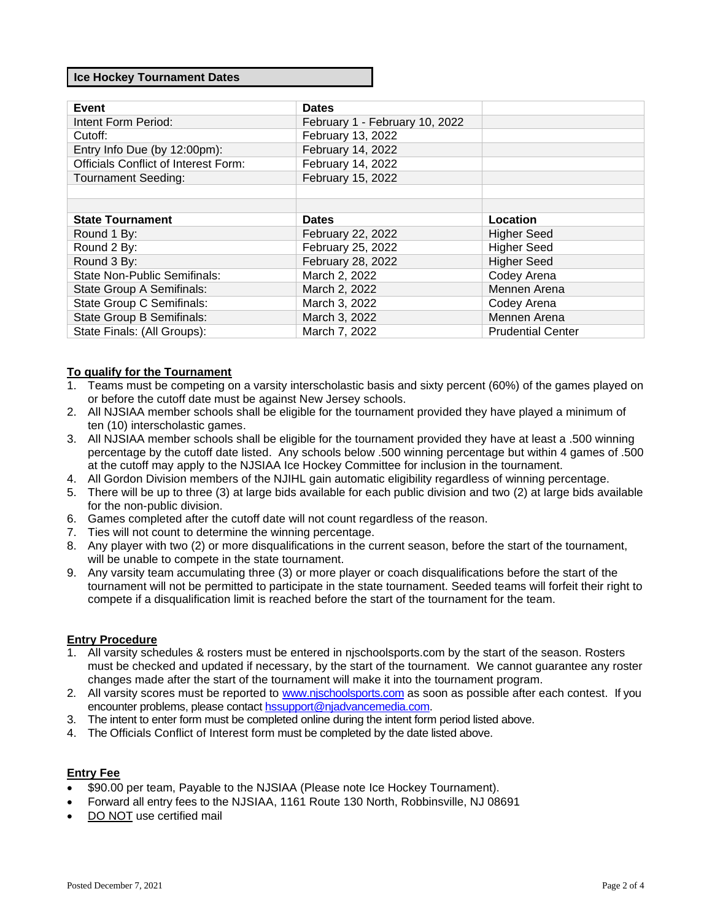## Ice Hockey Tournament Dates

| Event | Dates | |
|---|---|---|
| Intent Form Period: | February 1 - February 10, 2022 | |
| Cutoff: | February 13, 2022 | |
| Entry Info Due (by 12:00pm): | February 14, 2022 | |
| Officials Conflict of Interest Form: | February 14, 2022 | |
| Tournament Seeding: | February 15, 2022 | |
| | | |
| | | |
| **State Tournament** | **Dates** | **Location** |
| Round 1 By: | February 22, 2022 | Higher Seed |
| Round 2 By: | February 25, 2022 | Higher Seed |
| Round 3 By: | February 28, 2022 | Higher Seed |
| State Non-Public Semifinals: | March 2, 2022 | Codey Arena |
| State Group A Semifinals: | March 2, 2022 | Mennen Arena |
| State Group C Semifinals: | March 3, 2022 | Codey Arena |
| State Group B Semifinals: | March 3, 2022 | Mennen Arena |
| State Finals: (All Groups): | March 7, 2022 | Prudential Center |

### To qualify for the Tournament

1. Teams must be competing on a varsity interscholastic basis and sixty percent (60%) of the games played on or before the cutoff date must be against New Jersey schools.
2. All NJSIAA member schools shall be eligible for the tournament provided they have played a minimum of ten (10) interscholastic games.
3. All NJSIAA member schools shall be eligible for the tournament provided they have at least a .500 winning percentage by the cutoff date listed. Any schools below .500 winning percentage but within 4 games of .500 at the cutoff may apply to the NJSIAA Ice Hockey Committee for inclusion in the tournament.
4. All Gordon Division members of the NJIHL gain automatic eligibility regardless of winning percentage.
5. There will be up to three (3) at large bids available for each public division and two (2) at large bids available for the non-public division.
6. Games completed after the cutoff date will not count regardless of the reason.
7. Ties will not count to determine the winning percentage.
8. Any player with two (2) or more disqualifications in the current season, before the start of the tournament, will be unable to compete in the state tournament.
9. Any varsity team accumulating three (3) or more player or coach disqualifications before the start of the tournament will not be permitted to participate in the state tournament. Seeded teams will forfeit their right to compete if a disqualification limit is reached before the start of the tournament for the team.

### Entry Procedure

1. All varsity schedules & rosters must be entered in njschoolsports.com by the start of the season. Rosters must be checked and updated if necessary, by the start of the tournament. We cannot guarantee any roster changes made after the start of the tournament will make it into the tournament program.
2. All varsity scores must be reported to www.njschoolsports.com as soon as possible after each contest. If you encounter problems, please contact hssupport@njadvancemedia.com.
3. The intent to enter form must be completed online during the intent form period listed above.
4. The Officials Conflict of Interest form must be completed by the date listed above.

### Entry Fee

- $90.00 per team, Payable to the NJSIAA (Please note Ice Hockey Tournament).
- Forward all entry fees to the NJSIAA, 1161 Route 130 North, Robbinsville, NJ 08691
- DO NOT use certified mail

Posted December 7, 2021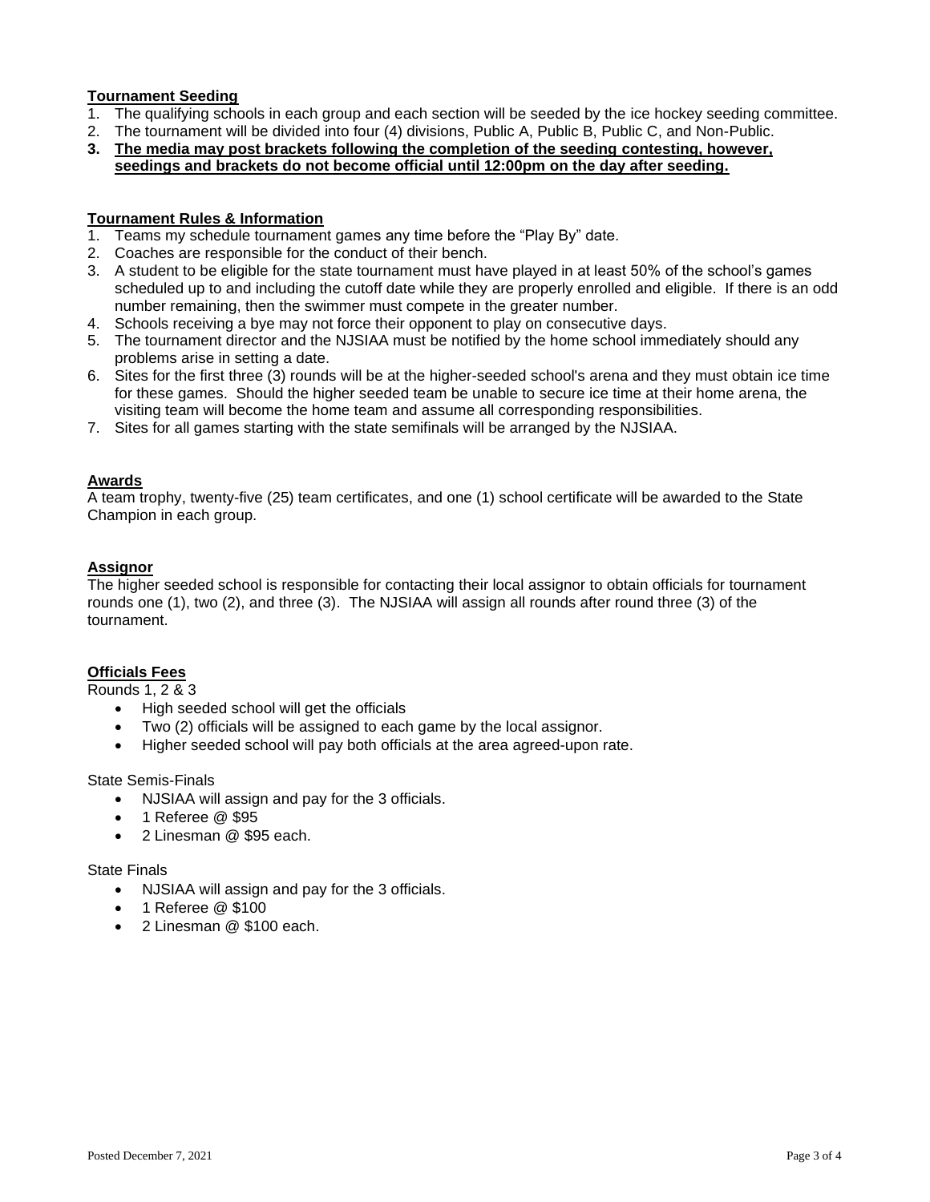**Tournament Seeding**

1. The qualifying schools in each group and each section will be seeded by the ice hockey seeding committee.
2. The tournament will be divided into four (4) divisions, Public A, Public B, Public C, and Non-Public.
3. **The media may post brackets following the completion of the seeding contesting, however, seedings and brackets do not become official until 12:00pm on the day after seeding.**

**Tournament Rules & Information**

1. Teams my schedule tournament games any time before the "Play By" date.
2. Coaches are responsible for the conduct of their bench.
3. A student to be eligible for the state tournament must have played in at least 50% of the school's games scheduled up to and including the cutoff date while they are properly enrolled and eligible. If there is an odd number remaining, then the swimmer must compete in the greater number.
4. Schools receiving a bye may not force their opponent to play on consecutive days.
5. The tournament director and the NJSIAA must be notified by the home school immediately should any problems arise in setting a date.
6. Sites for the first three (3) rounds will be at the higher-seeded school's arena and they must obtain ice time for these games. Should the higher seeded team be unable to secure ice time at their home arena, the visiting team will become the home team and assume all corresponding responsibilities.
7. Sites for all games starting with the state semifinals will be arranged by the NJSIAA.

**Awards**

A team trophy, twenty-five (25) team certificates, and one (1) school certificate will be awarded to the State Champion in each group.

**Assignor**

The higher seeded school is responsible for contacting their local assignor to obtain officials for tournament rounds one (1), two (2), and three (3). The NJSIAA will assign all rounds after round three (3) of the tournament.

**Officials Fees**

Rounds 1, 2 & 3

- High seeded school will get the officials
- Two (2) officials will be assigned to each game by the local assignor.
- Higher seeded school will pay both officials at the area agreed-upon rate.

State Semis-Finals

- NJSIAA will assign and pay for the 3 officials.
- 1 Referee @ $95
- 2 Linesman @ $95 each.

State Finals

- NJSIAA will assign and pay for the 3 officials.
- 1 Referee @ $100
- 2 Linesman @ $100 each.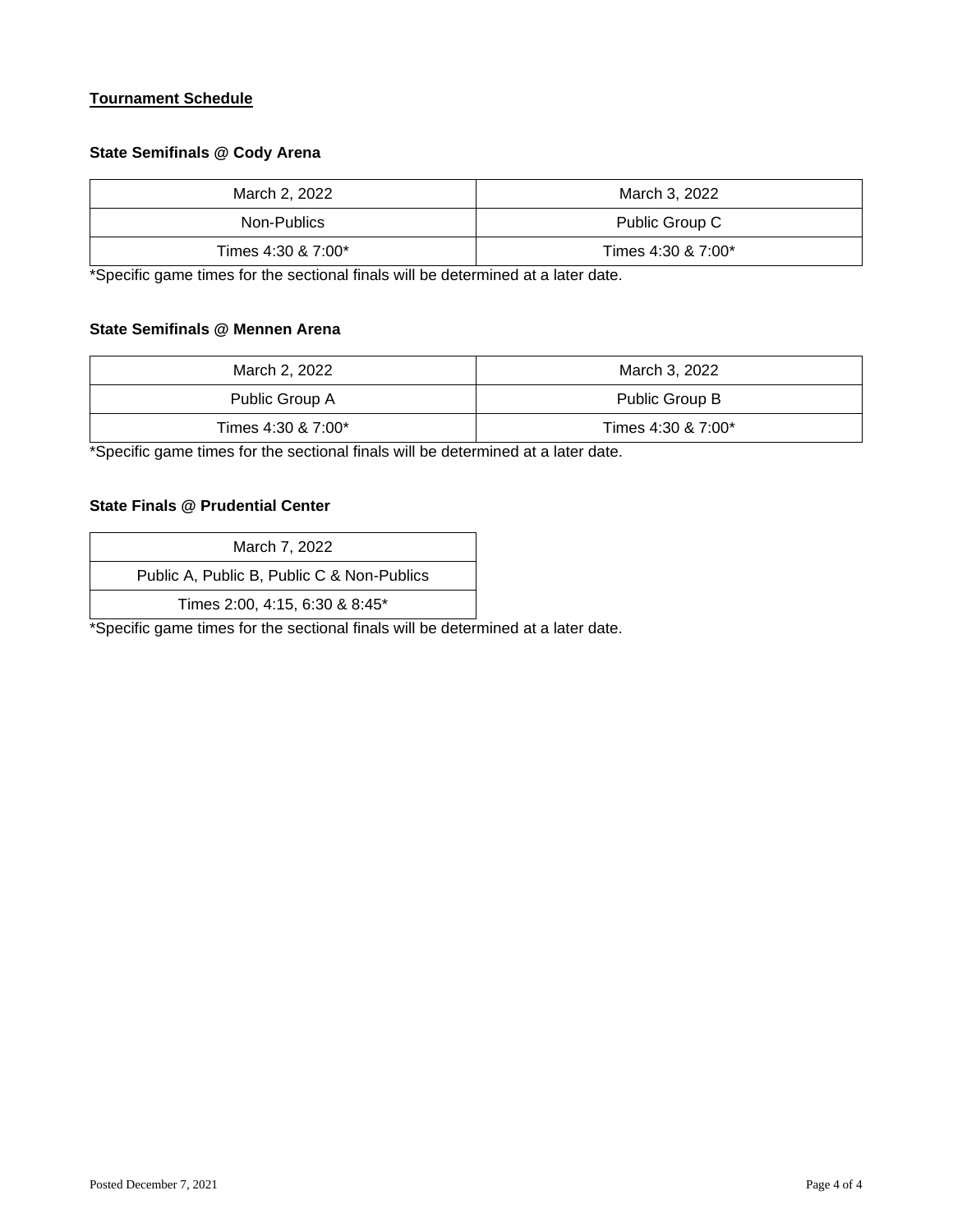## Tournament Schedule

### State Semifinals @ Cody Arena

| | |
|---|---|
| March 2, 2022 | March 3, 2022 |
| Non-Publics | Public Group C |
| Times 4:30 & 7:00* | Times 4:30 & 7:00* |

*Specific game times for the sectional finals will be determined at a later date.

### State Semifinals @ Mennen Arena

| | |
|---|---|
| March 2, 2022 | March 3, 2022 |
| Public Group A | Public Group B |
| Times 4:30 & 7:00* | Times 4:30 & 7:00* |

*Specific game times for the sectional finals will be determined at a later date.

### State Finals @ Prudential Center

| |
|---|
| March 7, 2022 |
| Public A, Public B, Public C & Non-Publics |
| Times 2:00, 4:15, 6:30 & 8:45* |

*Specific game times for the sectional finals will be determined at a later date.

Posted December 7, 2021